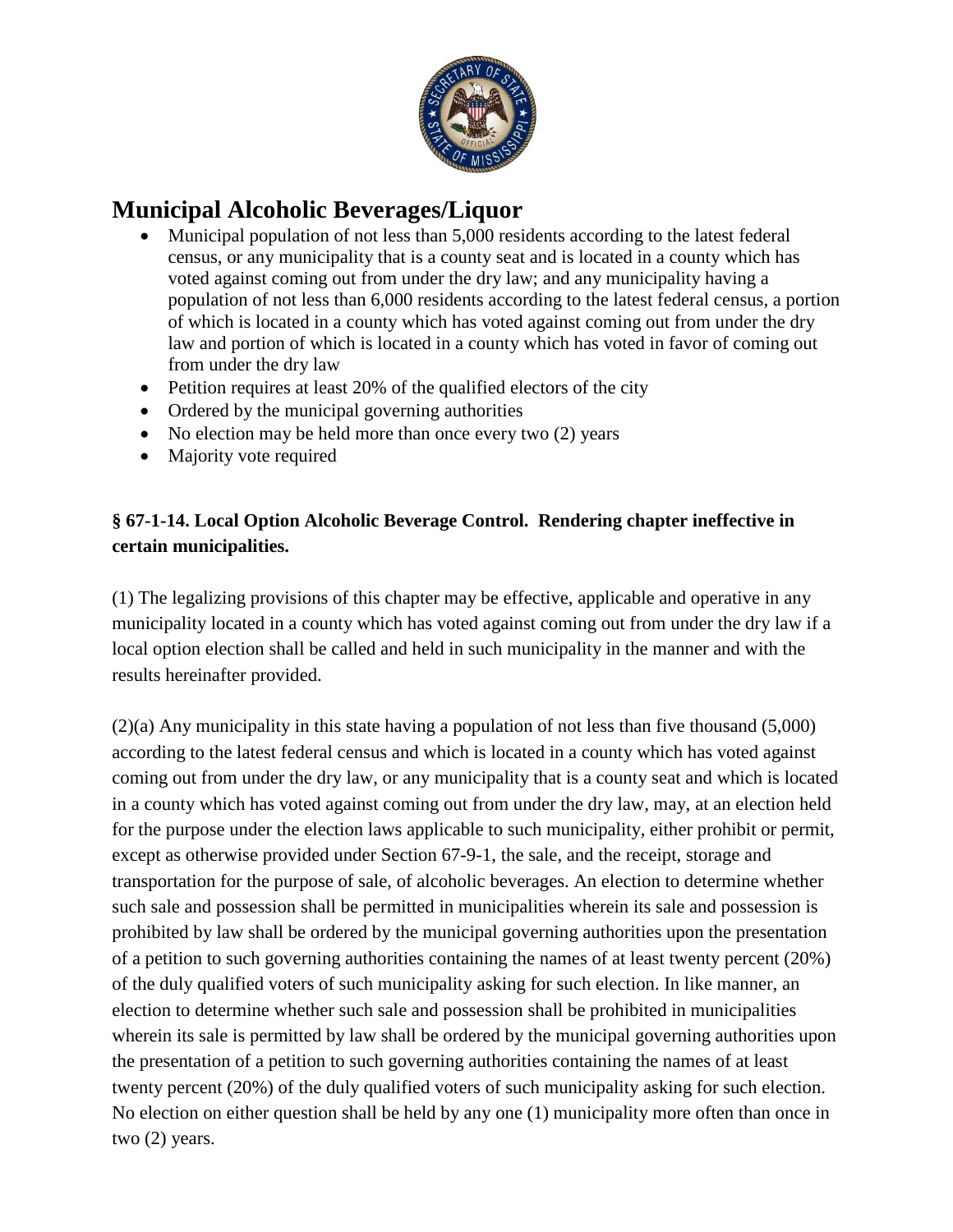# Municipal Alcoholic Beverages/Liquor

- Municipal population of not less than 5,000 residents according to the latest federal census, or any municipality that is a county seat and is located in a county which has voted against coming out from under the dry law; and any municipality having a population of not less than 6,000 residents according to the latest federal census, a portion of which is located in a county which has voted against coming out from under the dry law and portion of which is located in a county which has voted in favor of coming out from under the dry law
- Petition requires at least 20% of the qualified electors of the city
- Ordered by the municipal governing authorities
- No election may be held more than once every two (2) years
- Majority vote required

**§ 67-1-14. Local Option Alcoholic Beverage Control. Rendering chapter ineffective in certain municipalities.**

(1) The legalizing provisions of this chapter may be effective, applicable and operative in any municipality located in a county which has voted against coming out from under the dry law if a local option election shall be called and held in such municipality in the manner and with the results hereinafter provided.

(2)(a) Any municipality in this state having a population of not less than five thousand (5,000) according to the latest federal census and which is located in a county which has voted against coming out from under the dry law, or any municipality that is a county seat and which is located in a county which has voted against coming out from under the dry law, may, at an election held for the purpose under the election laws applicable to such municipality, either prohibit or permit, except as otherwise provided under Section 67-9-1, the sale, and the receipt, storage and transportation for the purpose of sale, of alcoholic beverages. An election to determine whether such sale and possession shall be permitted in municipalities wherein its sale and possession is prohibited by law shall be ordered by the municipal governing authorities upon the presentation of a petition to such governing authorities containing the names of at least twenty percent (20%) of the duly qualified voters of such municipality asking for such election. In like manner, an election to determine whether such sale and possession shall be prohibited in municipalities wherein its sale is permitted by law shall be ordered by the municipal governing authorities upon the presentation of a petition to such governing authorities containing the names of at least twenty percent (20%) of the duly qualified voters of such municipality asking for such election. No election on either question shall be held by any one (1) municipality more often than once in two (2) years.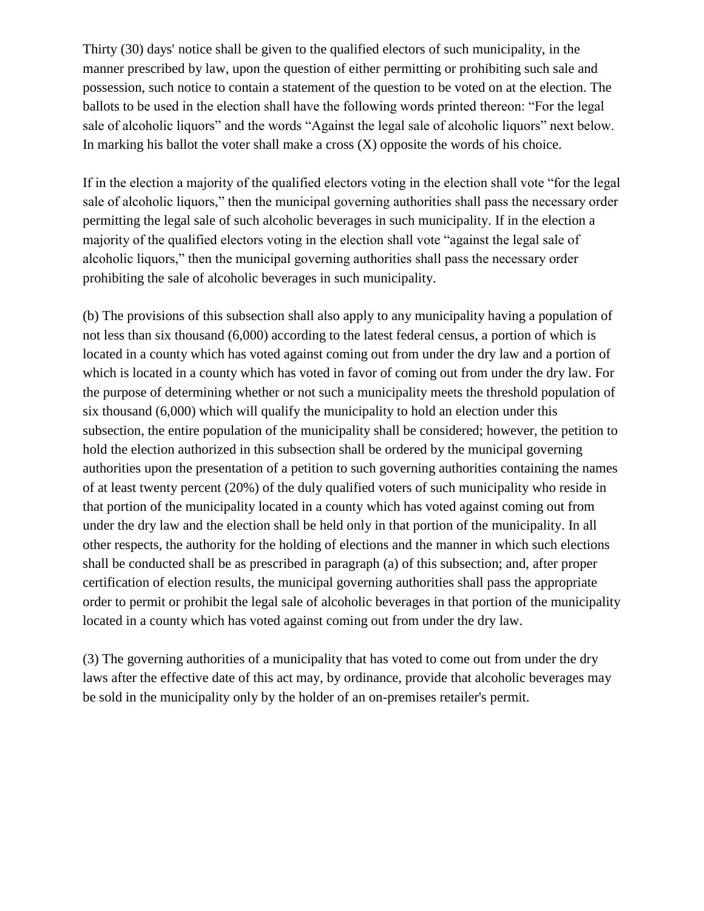Thirty (30) days' notice shall be given to the qualified electors of such municipality, in the manner prescribed by law, upon the question of either permitting or prohibiting such sale and possession, such notice to contain a statement of the question to be voted on at the election. The ballots to be used in the election shall have the following words printed thereon: "For the legal sale of alcoholic liquors" and the words "Against the legal sale of alcoholic liquors" next below. In marking his ballot the voter shall make a cross (X) opposite the words of his choice.

If in the election a majority of the qualified electors voting in the election shall vote "for the legal sale of alcoholic liquors," then the municipal governing authorities shall pass the necessary order permitting the legal sale of such alcoholic beverages in such municipality. If in the election a majority of the qualified electors voting in the election shall vote "against the legal sale of alcoholic liquors," then the municipal governing authorities shall pass the necessary order prohibiting the sale of alcoholic beverages in such municipality.

(b) The provisions of this subsection shall also apply to any municipality having a population of not less than six thousand (6,000) according to the latest federal census, a portion of which is located in a county which has voted against coming out from under the dry law and a portion of which is located in a county which has voted in favor of coming out from under the dry law. For the purpose of determining whether or not such a municipality meets the threshold population of six thousand (6,000) which will qualify the municipality to hold an election under this subsection, the entire population of the municipality shall be considered; however, the petition to hold the election authorized in this subsection shall be ordered by the municipal governing authorities upon the presentation of a petition to such governing authorities containing the names of at least twenty percent (20%) of the duly qualified voters of such municipality who reside in that portion of the municipality located in a county which has voted against coming out from under the dry law and the election shall be held only in that portion of the municipality. In all other respects, the authority for the holding of elections and the manner in which such elections shall be conducted shall be as prescribed in paragraph (a) of this subsection; and, after proper certification of election results, the municipal governing authorities shall pass the appropriate order to permit or prohibit the legal sale of alcoholic beverages in that portion of the municipality located in a county which has voted against coming out from under the dry law.

(3) The governing authorities of a municipality that has voted to come out from under the dry laws after the effective date of this act may, by ordinance, provide that alcoholic beverages may be sold in the municipality only by the holder of an on-premises retailer's permit.